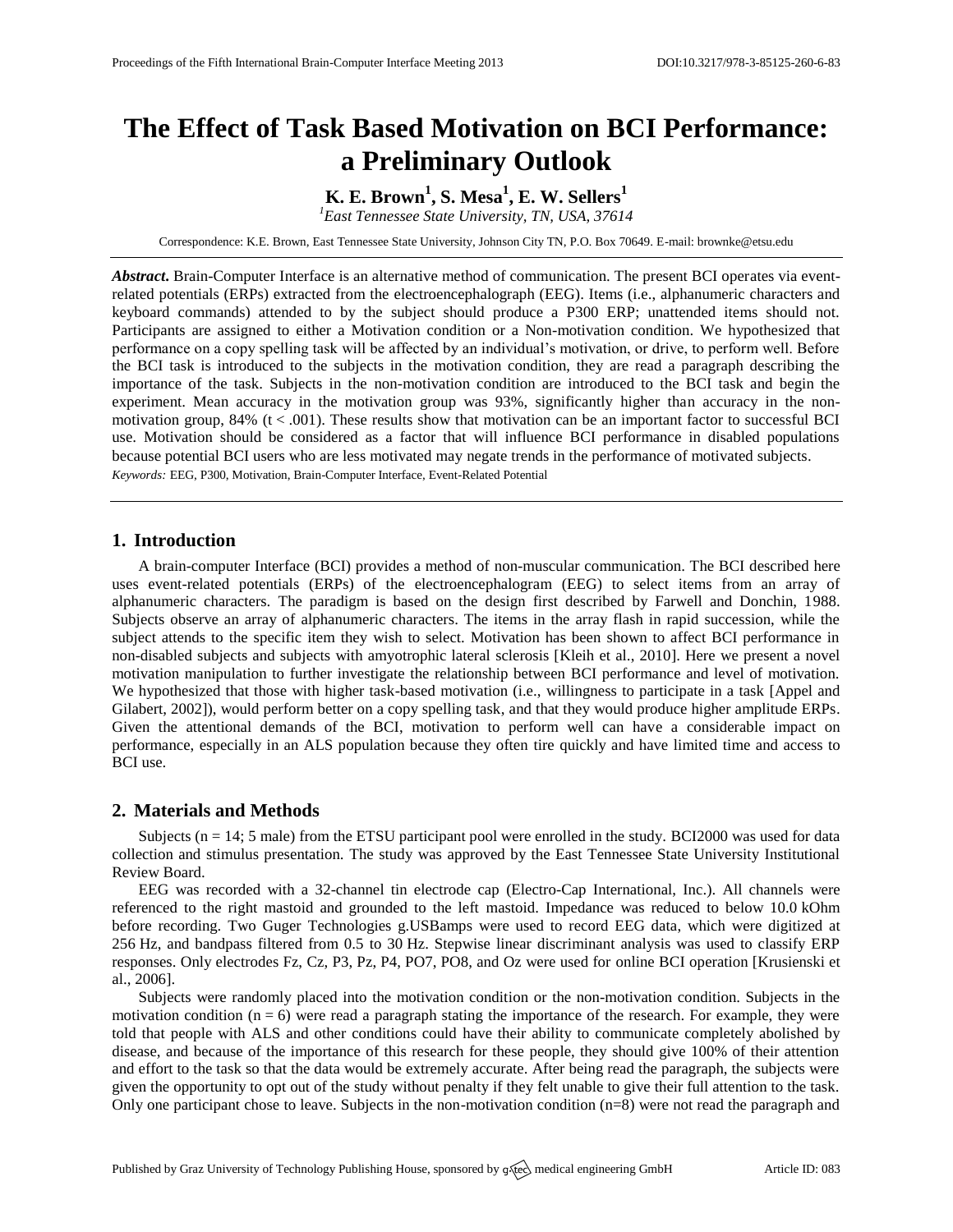# The Effect of Task Based Motivation on BCI Performance: a Preliminary Outlook

**K. E. Brown[1], S. Mesa[1], E. W. Sellers[1]**

[1]*East Tennessee State University, TN, USA, 37614*

Correspondence: K.E. Brown, East Tennessee State University, Johnson City TN, P.O. Box 70649. E-mail: brownke@etsu.edu

***Abstract.*** Brain-Computer Interface is an alternative method of communication. The present BCI operates via event-related potentials (ERPs) extracted from the electroencephalograph (EEG). Items (i.e., alphanumeric characters and keyboard commands) attended to by the subject should produce a P300 ERP; unattended items should not. Participants are assigned to either a Motivation condition or a Non-motivation condition. We hypothesized that performance on a copy spelling task will be affected by an individual's motivation, or drive, to perform well. Before the BCI task is introduced to the subjects in the motivation condition, they are read a paragraph describing the importance of the task. Subjects in the non-motivation condition are introduced to the BCI task and begin the experiment. Mean accuracy in the motivation group was 93%, significantly higher than accuracy in the non-motivation group, 84% ($t < .001$). These results show that motivation can be an important factor to successful BCI use. Motivation should be considered as a factor that will influence BCI performance in disabled populations because potential BCI users who are less motivated may negate trends in the performance of motivated subjects.

*Keywords:* EEG, P300, Motivation, Brain-Computer Interface, Event-Related Potential

## 1. Introduction

A brain-computer Interface (BCI) provides a method of non-muscular communication. The BCI described here uses event-related potentials (ERPs) of the electroencephalogram (EEG) to select items from an array of alphanumeric characters. The paradigm is based on the design first described by Farwell and Donchin, 1988. Subjects observe an array of alphanumeric characters. The items in the array flash in rapid succession, while the subject attends to the specific item they wish to select. Motivation has been shown to affect BCI performance in non-disabled subjects and subjects with amyotrophic lateral sclerosis [Kleih et al., 2010]. Here we present a novel motivation manipulation to further investigate the relationship between BCI performance and level of motivation. We hypothesized that those with higher task-based motivation (i.e., willingness to participate in a task [Appel and Gilabert, 2002]), would perform better on a copy spelling task, and that they would produce higher amplitude ERPs. Given the attentional demands of the BCI, motivation to perform well can have a considerable impact on performance, especially in an ALS population because they often tire quickly and have limited time and access to BCI use.

## 2. Materials and Methods

Subjects ($n = 14$; 5 male) from the ETSU participant pool were enrolled in the study. BCI2000 was used for data collection and stimulus presentation. The study was approved by the East Tennessee State University Institutional Review Board.

EEG was recorded with a 32-channel tin electrode cap (Electro-Cap International, Inc.). All channels were referenced to the right mastoid and grounded to the left mastoid. Impedance was reduced to below 10.0 kOhm before recording. Two Guger Technologies g.USBamps were used to record EEG data, which were digitized at 256 Hz, and bandpass filtered from 0.5 to 30 Hz. Stepwise linear discriminant analysis was used to classify ERP responses. Only electrodes Fz, Cz, P3, Pz, P4, PO7, PO8, and Oz were used for online BCI operation [Krusienski et al., 2006].

Subjects were randomly placed into the motivation condition or the non-motivation condition. Subjects in the motivation condition ($n = 6$) were read a paragraph stating the importance of the research. For example, they were told that people with ALS and other conditions could have their ability to communicate completely abolished by disease, and because of the importance of this research for these people, they should give 100% of their attention and effort to the task so that the data would be extremely accurate. After being read the paragraph, the subjects were given the opportunity to opt out of the study without penalty if they felt unable to give their full attention to the task. Only one participant chose to leave. Subjects in the non-motivation condition ($n=8$) were not read the paragraph and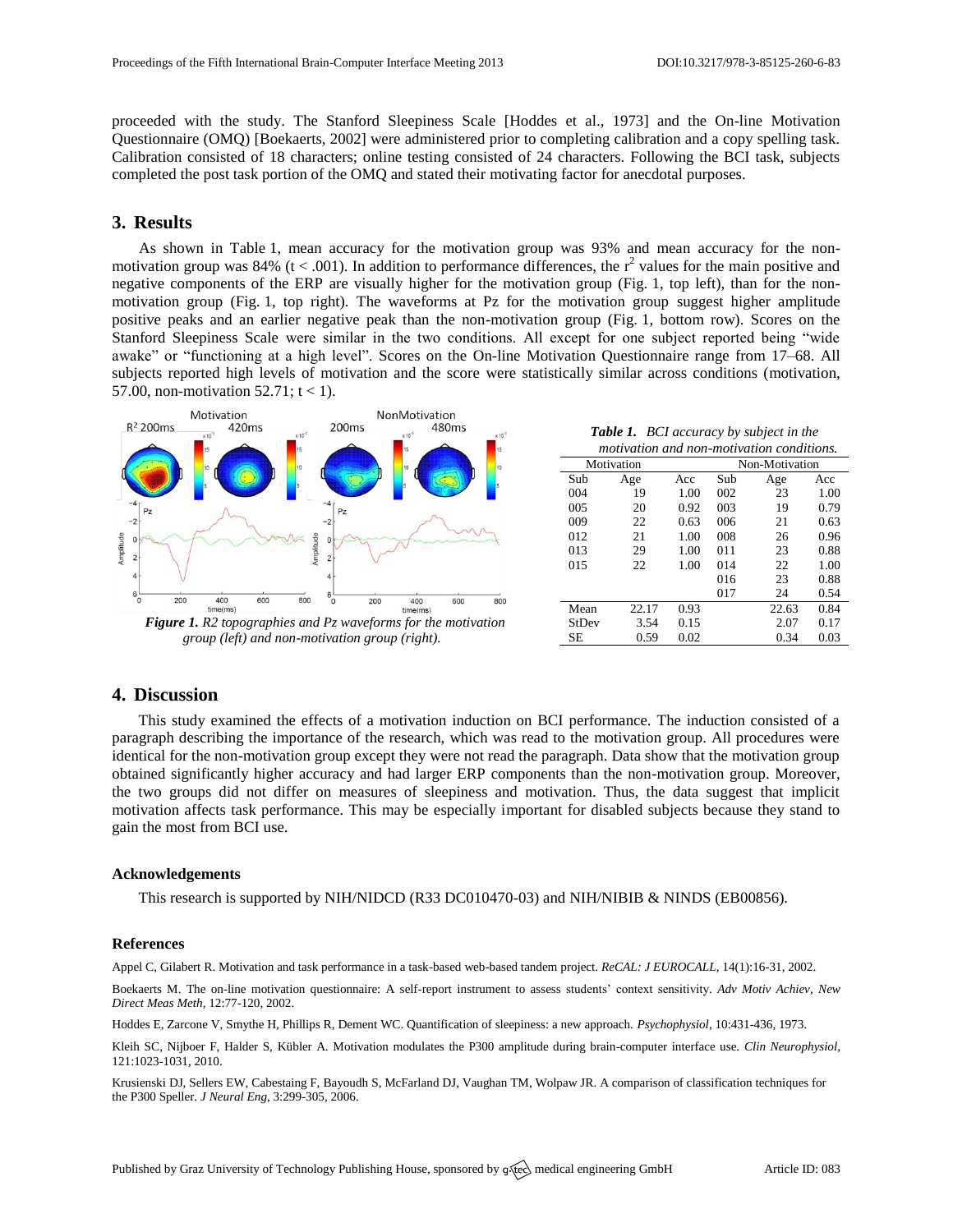proceeded with the study. The Stanford Sleepiness Scale [Hoddes et al., 1973] and the On-line Motivation Questionnaire (OMQ) [Boekaerts, 2002] were administered prior to completing calibration and a copy spelling task. Calibration consisted of 18 characters; online testing consisted of 24 characters. Following the BCI task, subjects completed the post task portion of the OMQ and stated their motivating factor for anecdotal purposes.

## 3. Results

As shown in Table 1, mean accuracy for the motivation group was 93% and mean accuracy for the non-motivation group was 84% ($t < .001$). In addition to performance differences, the $r^2$ values for the main positive and negative components of the ERP are visually higher for the motivation group (Fig. 1, top left), than for the non-motivation group (Fig. 1, top right). The waveforms at Pz for the motivation group suggest higher amplitude positive peaks and an earlier negative peak than the non-motivation group (Fig. 1, bottom row). Scores on the Stanford Sleepiness Scale were similar in the two conditions. All except for one subject reported being "wide awake" or "functioning at a high level". Scores on the On-line Motivation Questionnaire range from 17–68. All subjects reported high levels of motivation and the score were statistically similar across conditions (motivation, 57.00, non-motivation 52.71; $t < 1$).

Motivation
NonMotivation
$R^2$ 200ms
420ms
200ms
480ms
Pz
Amplitude
time(ms)

***Figure 1.*** *R2 topographies and Pz waveforms for the motivation group (left) and non-motivation group (right).*

***Table 1.*** *BCI accuracy by subject in the motivation and non-motivation conditions.*

| Motivation | | | Non-Motivation | | |
|---|---|---|---|---|---|
| Sub | Age | Acc | Sub | Age | Acc |
| 004 | 19 | 1.00 | 002 | 23 | 1.00 |
| 005 | 20 | 0.92 | 003 | 19 | 0.79 |
| 009 | 22 | 0.63 | 006 | 21 | 0.63 |
| 012 | 21 | 1.00 | 008 | 26 | 0.96 |
| 013 | 29 | 1.00 | 011 | 23 | 0.88 |
| 015 | 22 | 1.00 | 014 | 22 | 1.00 |
| | | | 016 | 23 | 0.88 |
| | | | 017 | 24 | 0.54 |
| Mean | 22.17 | 0.93 | | 22.63 | 0.84 |
| StDev | 3.54 | 0.15 | | 2.07 | 0.17 |
| SE | 0.59 | 0.02 | | 0.34 | 0.03 |

## 4. Discussion

This study examined the effects of a motivation induction on BCI performance. The induction consisted of a paragraph describing the importance of the research, which was read to the motivation group. All procedures were identical for the non-motivation group except they were not read the paragraph. Data show that the motivation group obtained significantly higher accuracy and had larger ERP components than the non-motivation group. Moreover, the two groups did not differ on measures of sleepiness and motivation. Thus, the data suggest that implicit motivation affects task performance. This may be especially important for disabled subjects because they stand to gain the most from BCI use.

### Acknowledgements

This research is supported by NIH/NIDCD (R33 DC010470-03) and NIH/NIBIB & NINDS (EB00856).

### References

Appel C, Gilabert R. Motivation and task performance in a task-based web-based tandem project. *ReCAL: J EUROCALL*, 14(1):16-31, 2002.

Boekaerts M. The on-line motivation questionnaire: A self-report instrument to assess students' context sensitivity. *Adv Motiv Achiev*, *New Direct Meas Meth*, 12:77-120, 2002.

Hoddes E, Zarcone V, Smythe H, Phillips R, Dement WC. Quantification of sleepiness: a new approach. *Psychophysiol*, 10:431-436, 1973.

Kleih SC, Nijboer F, Halder S, Kübler A. Motivation modulates the P300 amplitude during brain-computer interface use. *Clin Neurophysiol*, 121:1023-1031, 2010.

Krusienski DJ, Sellers EW, Cabestaing F, Bayoudh S, McFarland DJ, Vaughan TM, Wolpaw JR. A comparison of classification techniques for the P300 Speller. *J Neural Eng*, 3:299-305, 2006.